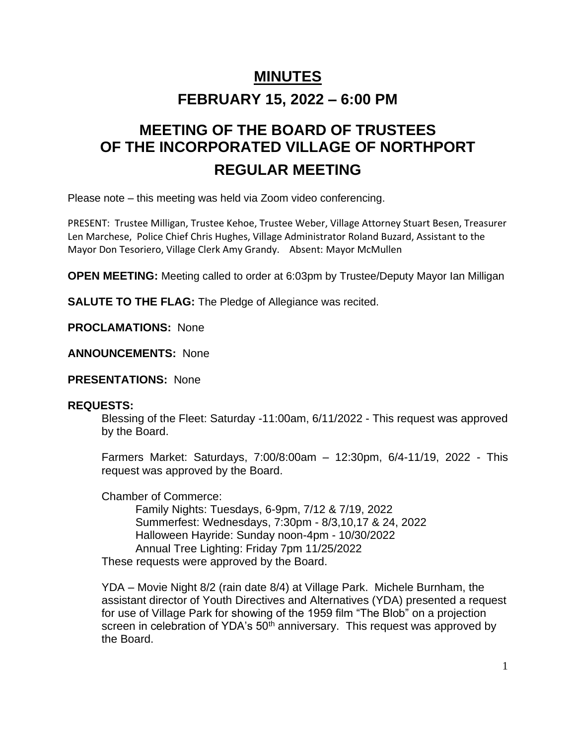# MINUTES

## FEBRUARY 15, 2022 – 6:00 PM

# MEETING OF THE BOARD OF TRUSTEES OF THE INCORPORATED VILLAGE OF NORTHPORT

## REGULAR MEETING

Please note – this meeting was held via Zoom video conferencing.

PRESENT: Trustee Milligan, Trustee Kehoe, Trustee Weber, Village Attorney Stuart Besen, Treasurer Len Marchese, Police Chief Chris Hughes, Village Administrator Roland Buzard, Assistant to the Mayor Don Tesoriero, Village Clerk Amy Grandy. Absent: Mayor McMullen

**OPEN MEETING:** Meeting called to order at 6:03pm by Trustee/Deputy Mayor Ian Milligan

**SALUTE TO THE FLAG:** The Pledge of Allegiance was recited.

**PROCLAMATIONS:** None

**ANNOUNCEMENTS:** None

**PRESENTATIONS:** None

**REQUESTS:**

Blessing of the Fleet: Saturday -11:00am, 6/11/2022 - This request was approved by the Board.

Farmers Market: Saturdays, 7:00/8:00am – 12:30pm, 6/4-11/19, 2022 - This request was approved by the Board.

Chamber of Commerce:

Family Nights: Tuesdays, 6-9pm, 7/12 & 7/19, 2022
Summerfest: Wednesdays, 7:30pm - 8/3,10,17 & 24, 2022
Halloween Hayride: Sunday noon-4pm - 10/30/2022
Annual Tree Lighting: Friday 7pm 11/25/2022

These requests were approved by the Board.

YDA – Movie Night 8/2 (rain date 8/4) at Village Park. Michele Burnham, the assistant director of Youth Directives and Alternatives (YDA) presented a request for use of Village Park for showing of the 1959 film "The Blob" on a projection screen in celebration of YDA's 50th anniversary. This request was approved by the Board.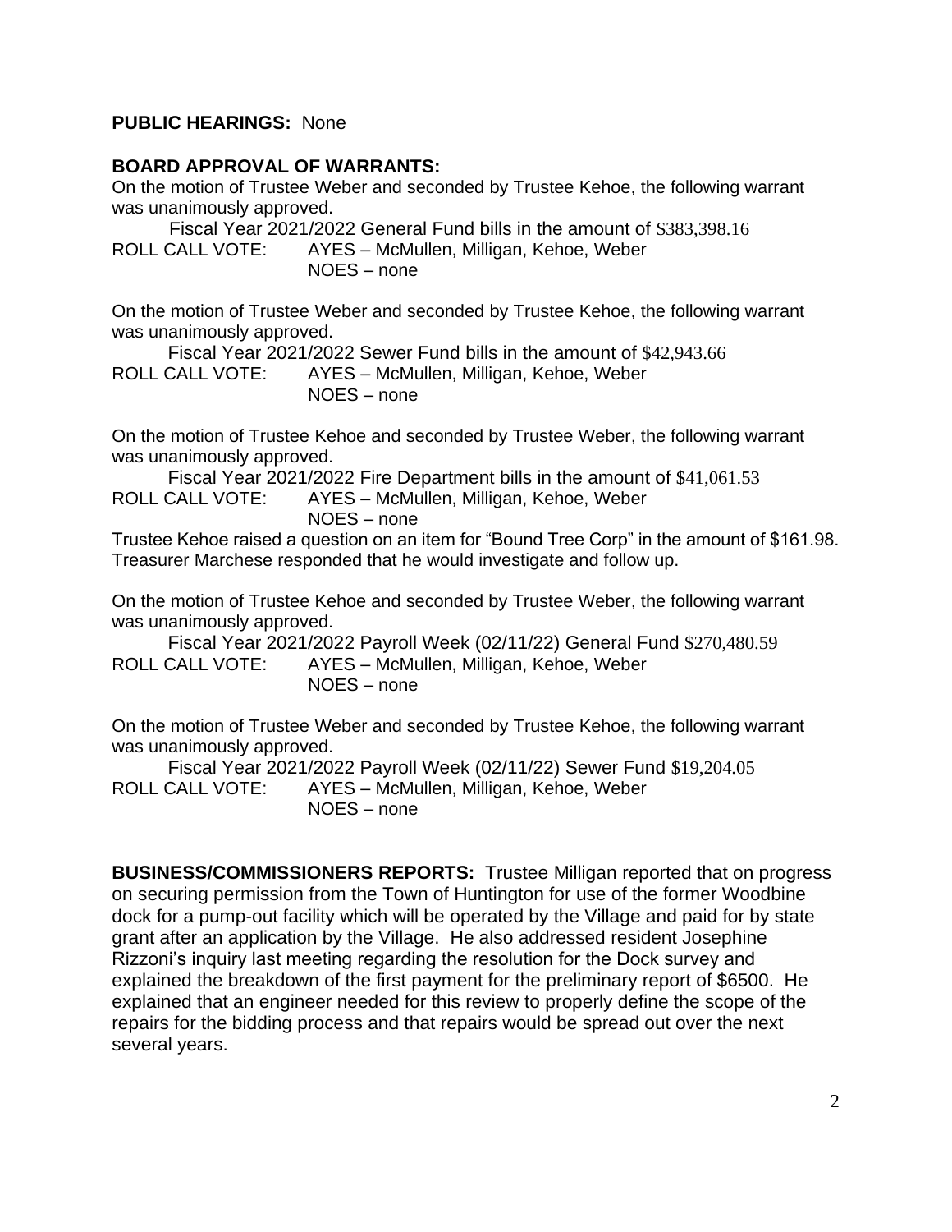**PUBLIC HEARINGS:** None

**BOARD APPROVAL OF WARRANTS:**

On the motion of Trustee Weber and seconded by Trustee Kehoe, the following warrant was unanimously approved.

Fiscal Year 2021/2022 General Fund bills in the amount of $383,398.16

ROLL CALL VOTE: AYES – McMullen, Milligan, Kehoe, Weber
NOES – none

On the motion of Trustee Weber and seconded by Trustee Kehoe, the following warrant was unanimously approved.

Fiscal Year 2021/2022 Sewer Fund bills in the amount of $42,943.66

ROLL CALL VOTE: AYES – McMullen, Milligan, Kehoe, Weber
NOES – none

On the motion of Trustee Kehoe and seconded by Trustee Weber, the following warrant was unanimously approved.

Fiscal Year 2021/2022 Fire Department bills in the amount of $41,061.53

ROLL CALL VOTE: AYES – McMullen, Milligan, Kehoe, Weber
NOES – none

Trustee Kehoe raised a question on an item for "Bound Tree Corp" in the amount of $161.98. Treasurer Marchese responded that he would investigate and follow up.

On the motion of Trustee Kehoe and seconded by Trustee Weber, the following warrant was unanimously approved.

Fiscal Year 2021/2022 Payroll Week (02/11/22) General Fund $270,480.59

ROLL CALL VOTE: AYES – McMullen, Milligan, Kehoe, Weber
NOES – none

On the motion of Trustee Weber and seconded by Trustee Kehoe, the following warrant was unanimously approved.

Fiscal Year 2021/2022 Payroll Week (02/11/22) Sewer Fund $19,204.05

ROLL CALL VOTE: AYES – McMullen, Milligan, Kehoe, Weber
NOES – none

**BUSINESS/COMMISSIONERS REPORTS:** Trustee Milligan reported that on progress on securing permission from the Town of Huntington for use of the former Woodbine dock for a pump-out facility which will be operated by the Village and paid for by state grant after an application by the Village. He also addressed resident Josephine Rizzoni's inquiry last meeting regarding the resolution for the Dock survey and explained the breakdown of the first payment for the preliminary report of $6500. He explained that an engineer needed for this review to properly define the scope of the repairs for the bidding process and that repairs would be spread out over the next several years.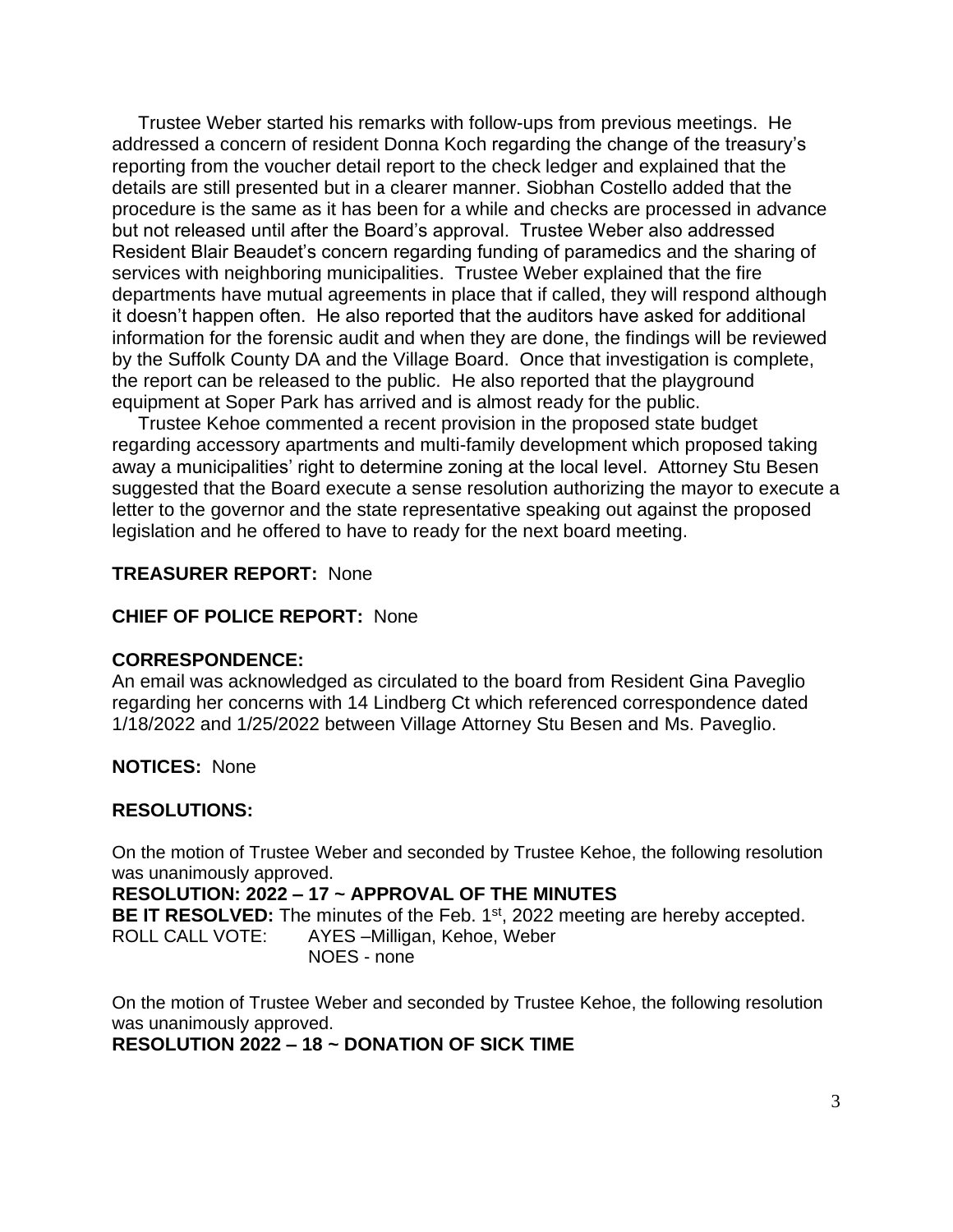Trustee Weber started his remarks with follow-ups from previous meetings. He addressed a concern of resident Donna Koch regarding the change of the treasury's reporting from the voucher detail report to the check ledger and explained that the details are still presented but in a clearer manner. Siobhan Costello added that the procedure is the same as it has been for a while and checks are processed in advance but not released until after the Board's approval. Trustee Weber also addressed Resident Blair Beaudet's concern regarding funding of paramedics and the sharing of services with neighboring municipalities. Trustee Weber explained that the fire departments have mutual agreements in place that if called, they will respond although it doesn't happen often. He also reported that the auditors have asked for additional information for the forensic audit and when they are done, the findings will be reviewed by the Suffolk County DA and the Village Board. Once that investigation is complete, the report can be released to the public. He also reported that the playground equipment at Soper Park has arrived and is almost ready for the public.

Trustee Kehoe commented a recent provision in the proposed state budget regarding accessory apartments and multi-family development which proposed taking away a municipalities' right to determine zoning at the local level. Attorney Stu Besen suggested that the Board execute a sense resolution authorizing the mayor to execute a letter to the governor and the state representative speaking out against the proposed legislation and he offered to have to ready for the next board meeting.

**TREASURER REPORT:** None

**CHIEF OF POLICE REPORT:** None

**CORRESPONDENCE:**

An email was acknowledged as circulated to the board from Resident Gina Paveglio regarding her concerns with 14 Lindberg Ct which referenced correspondence dated 1/18/2022 and 1/25/2022 between Village Attorney Stu Besen and Ms. Paveglio.

**NOTICES:** None

**RESOLUTIONS:**

On the motion of Trustee Weber and seconded by Trustee Kehoe, the following resolution was unanimously approved.

**RESOLUTION: 2022 – 17 ~ APPROVAL OF THE MINUTES**

**BE IT RESOLVED:** The minutes of the Feb. 1st, 2022 meeting are hereby accepted.

ROLL CALL VOTE: AYES –Milligan, Kehoe, Weber
NOES - none

On the motion of Trustee Weber and seconded by Trustee Kehoe, the following resolution was unanimously approved.

**RESOLUTION 2022 – 18 ~ DONATION OF SICK TIME**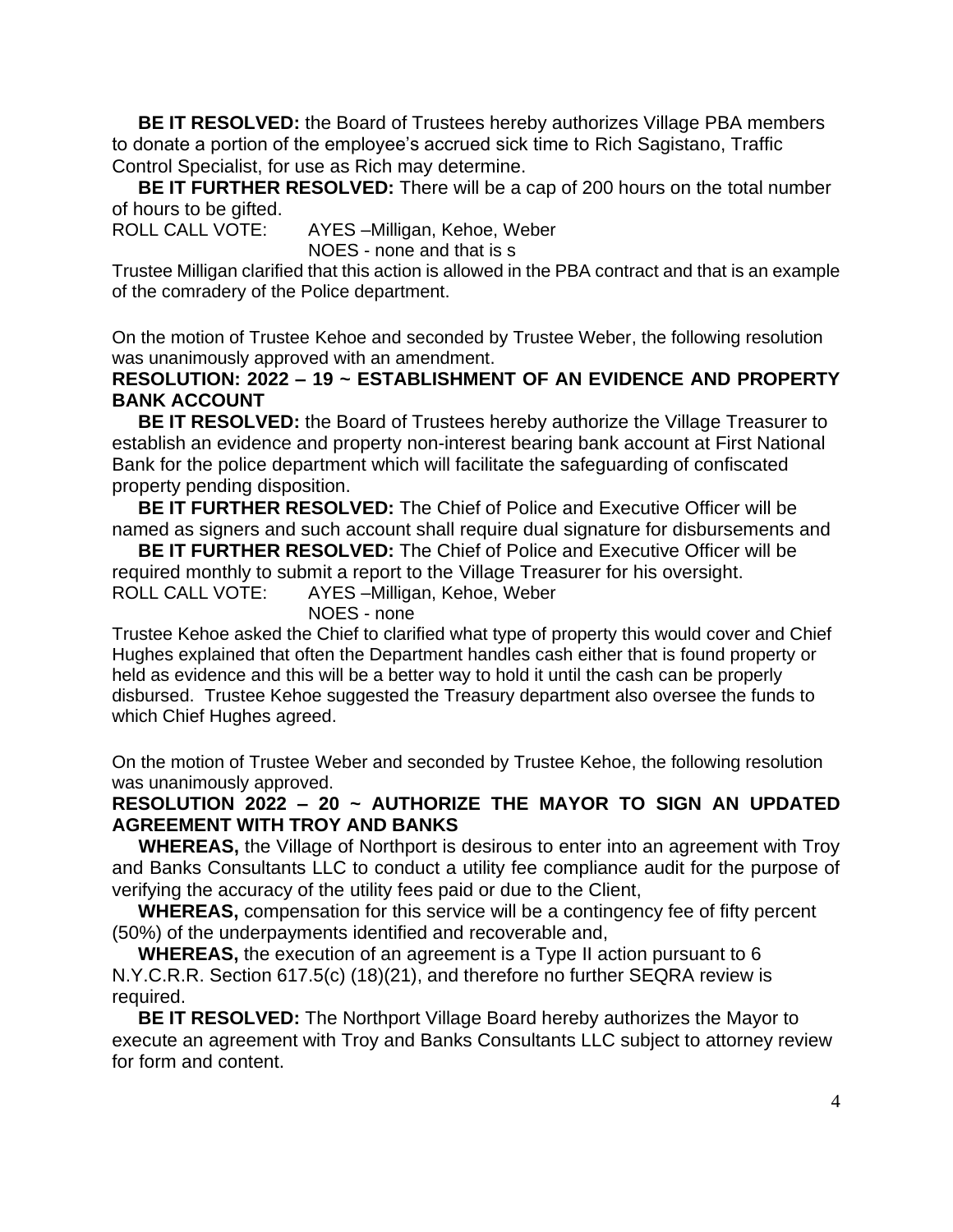**BE IT RESOLVED:** the Board of Trustees hereby authorizes Village PBA members to donate a portion of the employee's accrued sick time to Rich Sagistano, Traffic Control Specialist, for use as Rich may determine.

**BE IT FURTHER RESOLVED:** There will be a cap of 200 hours on the total number of hours to be gifted.

ROLL CALL VOTE: AYES –Milligan, Kehoe, Weber
NOES - none and that is s

Trustee Milligan clarified that this action is allowed in the PBA contract and that is an example of the comradery of the Police department.

On the motion of Trustee Kehoe and seconded by Trustee Weber, the following resolution was unanimously approved with an amendment.

**RESOLUTION: 2022 – 19 ~ ESTABLISHMENT OF AN EVIDENCE AND PROPERTY BANK ACCOUNT**

**BE IT RESOLVED:** the Board of Trustees hereby authorize the Village Treasurer to establish an evidence and property non-interest bearing bank account at First National Bank for the police department which will facilitate the safeguarding of confiscated property pending disposition.

**BE IT FURTHER RESOLVED:** The Chief of Police and Executive Officer will be named as signers and such account shall require dual signature for disbursements and

**BE IT FURTHER RESOLVED:** The Chief of Police and Executive Officer will be required monthly to submit a report to the Village Treasurer for his oversight.

ROLL CALL VOTE: AYES –Milligan, Kehoe, Weber
NOES - none

Trustee Kehoe asked the Chief to clarified what type of property this would cover and Chief Hughes explained that often the Department handles cash either that is found property or held as evidence and this will be a better way to hold it until the cash can be properly disbursed. Trustee Kehoe suggested the Treasury department also oversee the funds to which Chief Hughes agreed.

On the motion of Trustee Weber and seconded by Trustee Kehoe, the following resolution was unanimously approved.

**RESOLUTION 2022 – 20 ~ AUTHORIZE THE MAYOR TO SIGN AN UPDATED AGREEMENT WITH TROY AND BANKS**

**WHEREAS,** the Village of Northport is desirous to enter into an agreement with Troy and Banks Consultants LLC to conduct a utility fee compliance audit for the purpose of verifying the accuracy of the utility fees paid or due to the Client,

**WHEREAS,** compensation for this service will be a contingency fee of fifty percent (50%) of the underpayments identified and recoverable and,

**WHEREAS,** the execution of an agreement is a Type II action pursuant to 6 N.Y.C.R.R. Section 617.5(c) (18)(21), and therefore no further SEQRA review is required.

**BE IT RESOLVED:** The Northport Village Board hereby authorizes the Mayor to execute an agreement with Troy and Banks Consultants LLC subject to attorney review for form and content.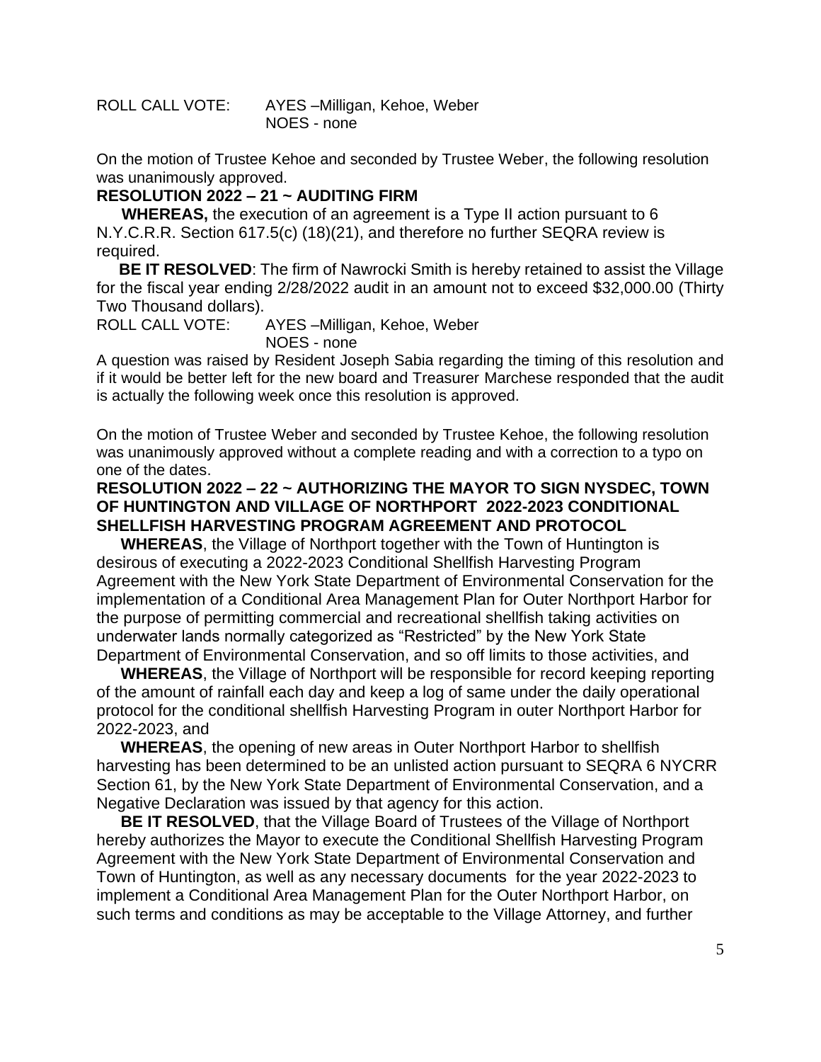ROLL CALL VOTE: AYES –Milligan, Kehoe, Weber
NOES - none

On the motion of Trustee Kehoe and seconded by Trustee Weber, the following resolution was unanimously approved.

**RESOLUTION 2022 – 21 ~ AUDITING FIRM**

**WHEREAS,** the execution of an agreement is a Type II action pursuant to 6 N.Y.C.R.R. Section 617.5(c) (18)(21), and therefore no further SEQRA review is required.

**BE IT RESOLVED**: The firm of Nawrocki Smith is hereby retained to assist the Village for the fiscal year ending 2/28/2022 audit in an amount not to exceed $32,000.00 (Thirty Two Thousand dollars).

ROLL CALL VOTE: AYES –Milligan, Kehoe, Weber
NOES - none

A question was raised by Resident Joseph Sabia regarding the timing of this resolution and if it would be better left for the new board and Treasurer Marchese responded that the audit is actually the following week once this resolution is approved.

On the motion of Trustee Weber and seconded by Trustee Kehoe, the following resolution was unanimously approved without a complete reading and with a correction to a typo on one of the dates.

**RESOLUTION 2022 – 22 ~ AUTHORIZING THE MAYOR TO SIGN NYSDEC, TOWN OF HUNTINGTON AND VILLAGE OF NORTHPORT 2022-2023 CONDITIONAL SHELLFISH HARVESTING PROGRAM AGREEMENT AND PROTOCOL**

**WHEREAS**, the Village of Northport together with the Town of Huntington is desirous of executing a 2022-2023 Conditional Shellfish Harvesting Program Agreement with the New York State Department of Environmental Conservation for the implementation of a Conditional Area Management Plan for Outer Northport Harbor for the purpose of permitting commercial and recreational shellfish taking activities on underwater lands normally categorized as "Restricted" by the New York State Department of Environmental Conservation, and so off limits to those activities, and

**WHEREAS**, the Village of Northport will be responsible for record keeping reporting of the amount of rainfall each day and keep a log of same under the daily operational protocol for the conditional shellfish Harvesting Program in outer Northport Harbor for 2022-2023, and

**WHEREAS**, the opening of new areas in Outer Northport Harbor to shellfish harvesting has been determined to be an unlisted action pursuant to SEQRA 6 NYCRR Section 61, by the New York State Department of Environmental Conservation, and a Negative Declaration was issued by that agency for this action.

**BE IT RESOLVED**, that the Village Board of Trustees of the Village of Northport hereby authorizes the Mayor to execute the Conditional Shellfish Harvesting Program Agreement with the New York State Department of Environmental Conservation and Town of Huntington, as well as any necessary documents for the year 2022-2023 to implement a Conditional Area Management Plan for the Outer Northport Harbor, on such terms and conditions as may be acceptable to the Village Attorney, and further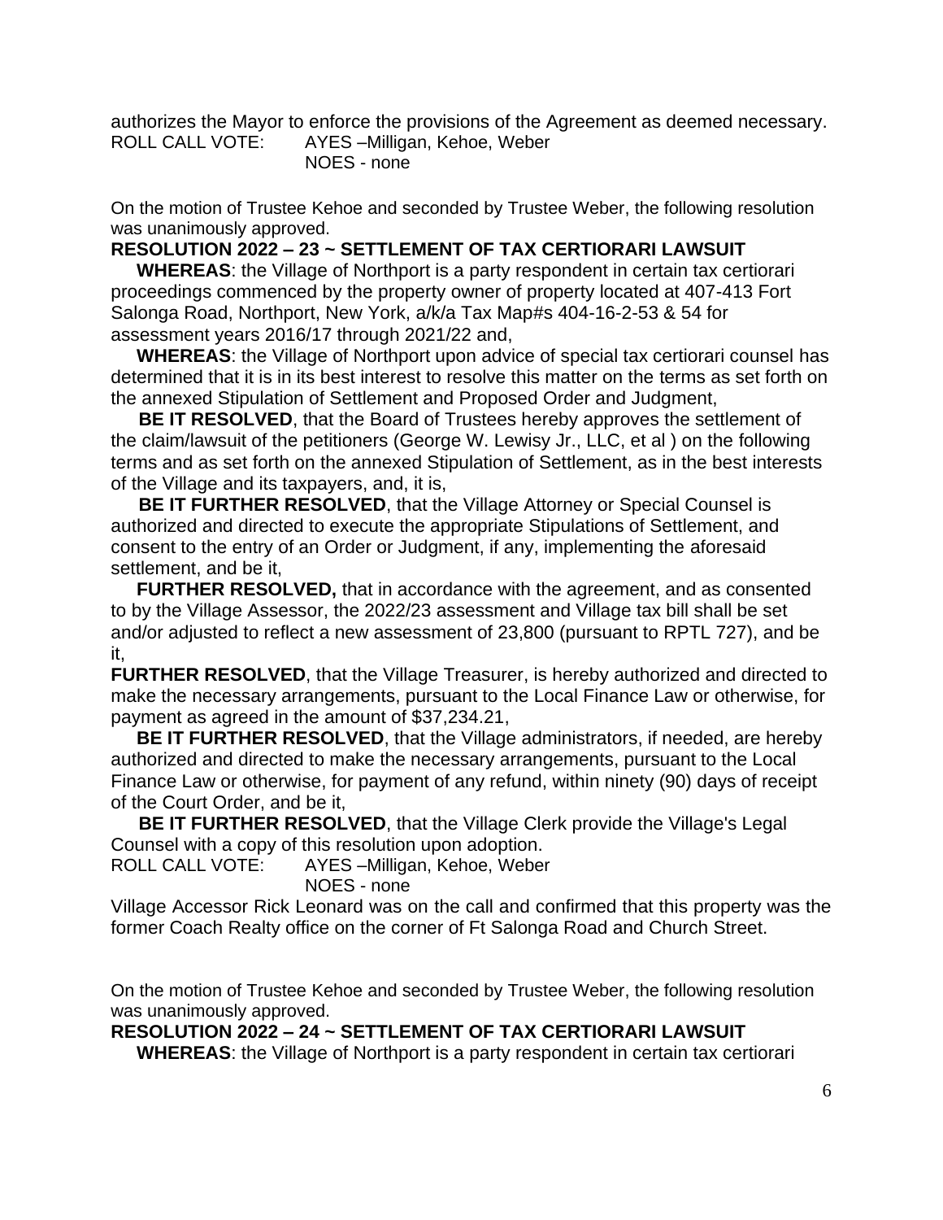authorizes the Mayor to enforce the provisions of the Agreement as deemed necessary.

ROLL CALL VOTE: AYES –Milligan, Kehoe, Weber
NOES - none

On the motion of Trustee Kehoe and seconded by Trustee Weber, the following resolution was unanimously approved.

**RESOLUTION 2022 – 23 ~ SETTLEMENT OF TAX CERTIORARI LAWSUIT**

**WHEREAS**: the Village of Northport is a party respondent in certain tax certiorari proceedings commenced by the property owner of property located at 407-413 Fort Salonga Road, Northport, New York, a/k/a Tax Map#s 404-16-2-53 & 54 for assessment years 2016/17 through 2021/22 and,

**WHEREAS**: the Village of Northport upon advice of special tax certiorari counsel has determined that it is in its best interest to resolve this matter on the terms as set forth on the annexed Stipulation of Settlement and Proposed Order and Judgment,

**BE IT RESOLVED**, that the Board of Trustees hereby approves the settlement of the claim/lawsuit of the petitioners (George W. Lewisy Jr., LLC, et al ) on the following terms and as set forth on the annexed Stipulation of Settlement, as in the best interests of the Village and its taxpayers, and, it is,

**BE IT FURTHER RESOLVED**, that the Village Attorney or Special Counsel is authorized and directed to execute the appropriate Stipulations of Settlement, and consent to the entry of an Order or Judgment, if any, implementing the aforesaid settlement, and be it,

**FURTHER RESOLVED,** that in accordance with the agreement, and as consented to by the Village Assessor, the 2022/23 assessment and Village tax bill shall be set and/or adjusted to reflect a new assessment of 23,800 (pursuant to RPTL 727), and be it,

**FURTHER RESOLVED**, that the Village Treasurer, is hereby authorized and directed to make the necessary arrangements, pursuant to the Local Finance Law or otherwise, for payment as agreed in the amount of $37,234.21,

**BE IT FURTHER RESOLVED**, that the Village administrators, if needed, are hereby authorized and directed to make the necessary arrangements, pursuant to the Local Finance Law or otherwise, for payment of any refund, within ninety (90) days of receipt of the Court Order, and be it,

**BE IT FURTHER RESOLVED**, that the Village Clerk provide the Village's Legal Counsel with a copy of this resolution upon adoption.

ROLL CALL VOTE: AYES –Milligan, Kehoe, Weber
NOES - none

Village Accessor Rick Leonard was on the call and confirmed that this property was the former Coach Realty office on the corner of Ft Salonga Road and Church Street.

On the motion of Trustee Kehoe and seconded by Trustee Weber, the following resolution was unanimously approved.

**RESOLUTION 2022 – 24 ~ SETTLEMENT OF TAX CERTIORARI LAWSUIT**

**WHEREAS**: the Village of Northport is a party respondent in certain tax certiorari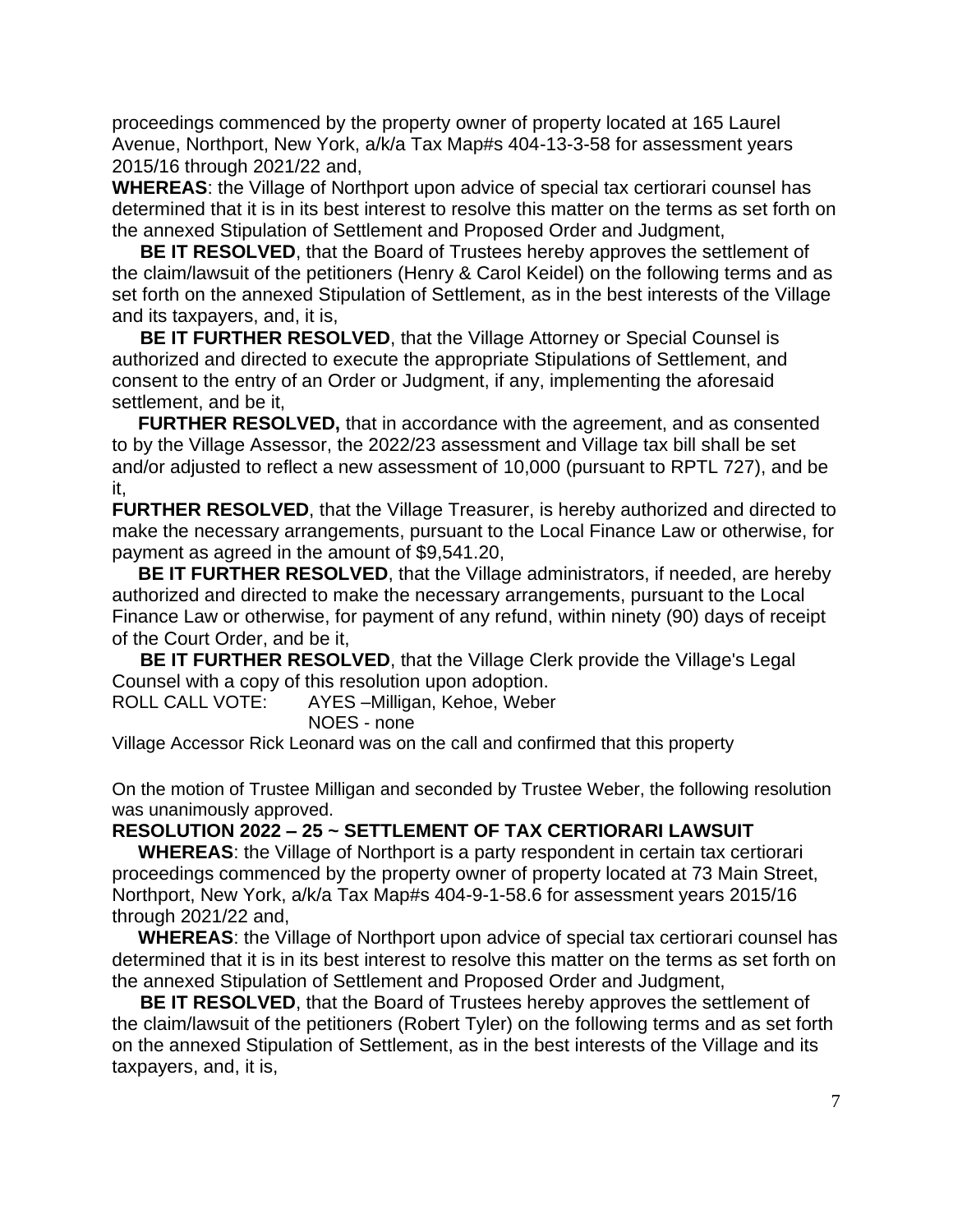proceedings commenced by the property owner of property located at 165 Laurel Avenue, Northport, New York, a/k/a Tax Map#s 404-13-3-58 for assessment years 2015/16 through 2021/22 and,

**WHEREAS**: the Village of Northport upon advice of special tax certiorari counsel has determined that it is in its best interest to resolve this matter on the terms as set forth on the annexed Stipulation of Settlement and Proposed Order and Judgment,

**BE IT RESOLVED**, that the Board of Trustees hereby approves the settlement of the claim/lawsuit of the petitioners (Henry & Carol Keidel) on the following terms and as set forth on the annexed Stipulation of Settlement, as in the best interests of the Village and its taxpayers, and, it is,

**BE IT FURTHER RESOLVED**, that the Village Attorney or Special Counsel is authorized and directed to execute the appropriate Stipulations of Settlement, and consent to the entry of an Order or Judgment, if any, implementing the aforesaid settlement, and be it,

**FURTHER RESOLVED,** that in accordance with the agreement, and as consented to by the Village Assessor, the 2022/23 assessment and Village tax bill shall be set and/or adjusted to reflect a new assessment of 10,000 (pursuant to RPTL 727), and be it,

**FURTHER RESOLVED**, that the Village Treasurer, is hereby authorized and directed to make the necessary arrangements, pursuant to the Local Finance Law or otherwise, for payment as agreed in the amount of $9,541.20,

**BE IT FURTHER RESOLVED**, that the Village administrators, if needed, are hereby authorized and directed to make the necessary arrangements, pursuant to the Local Finance Law or otherwise, for payment of any refund, within ninety (90) days of receipt of the Court Order, and be it,

**BE IT FURTHER RESOLVED**, that the Village Clerk provide the Village's Legal Counsel with a copy of this resolution upon adoption.

ROLL CALL VOTE: AYES –Milligan, Kehoe, Weber
NOES - none

Village Accessor Rick Leonard was on the call and confirmed that this property

On the motion of Trustee Milligan and seconded by Trustee Weber, the following resolution was unanimously approved.

**RESOLUTION 2022 – 25 ~ SETTLEMENT OF TAX CERTIORARI LAWSUIT**

**WHEREAS**: the Village of Northport is a party respondent in certain tax certiorari proceedings commenced by the property owner of property located at 73 Main Street, Northport, New York, a/k/a Tax Map#s 404-9-1-58.6 for assessment years 2015/16 through 2021/22 and,

**WHEREAS**: the Village of Northport upon advice of special tax certiorari counsel has determined that it is in its best interest to resolve this matter on the terms as set forth on the annexed Stipulation of Settlement and Proposed Order and Judgment,

**BE IT RESOLVED**, that the Board of Trustees hereby approves the settlement of the claim/lawsuit of the petitioners (Robert Tyler) on the following terms and as set forth on the annexed Stipulation of Settlement, as in the best interests of the Village and its taxpayers, and, it is,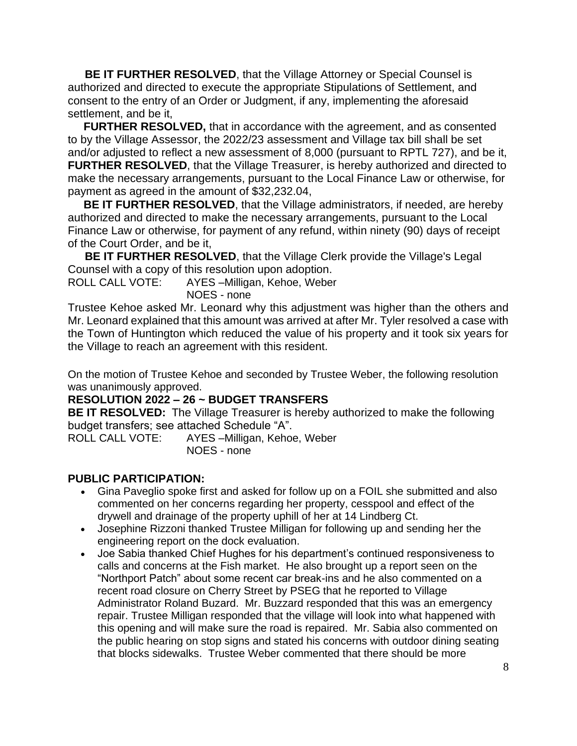**BE IT FURTHER RESOLVED**, that the Village Attorney or Special Counsel is authorized and directed to execute the appropriate Stipulations of Settlement, and consent to the entry of an Order or Judgment, if any, implementing the aforesaid settlement, and be it,

**FURTHER RESOLVED,** that in accordance with the agreement, and as consented to by the Village Assessor, the 2022/23 assessment and Village tax bill shall be set and/or adjusted to reflect a new assessment of 8,000 (pursuant to RPTL 727), and be it,
**FURTHER RESOLVED**, that the Village Treasurer, is hereby authorized and directed to make the necessary arrangements, pursuant to the Local Finance Law or otherwise, for payment as agreed in the amount of $32,232.04,

**BE IT FURTHER RESOLVED**, that the Village administrators, if needed, are hereby authorized and directed to make the necessary arrangements, pursuant to the Local Finance Law or otherwise, for payment of any refund, within ninety (90) days of receipt of the Court Order, and be it,

**BE IT FURTHER RESOLVED**, that the Village Clerk provide the Village's Legal Counsel with a copy of this resolution upon adoption.

ROLL CALL VOTE: AYES –Milligan, Kehoe, Weber
NOES - none

Trustee Kehoe asked Mr. Leonard why this adjustment was higher than the others and Mr. Leonard explained that this amount was arrived at after Mr. Tyler resolved a case with the Town of Huntington which reduced the value of his property and it took six years for the Village to reach an agreement with this resident.

On the motion of Trustee Kehoe and seconded by Trustee Weber, the following resolution was unanimously approved.

**RESOLUTION 2022 – 26 ~ BUDGET TRANSFERS**

**BE IT RESOLVED:** The Village Treasurer is hereby authorized to make the following budget transfers; see attached Schedule "A".

ROLL CALL VOTE: AYES –Milligan, Kehoe, Weber
NOES - none

**PUBLIC PARTICIPATION:**

- Gina Paveglio spoke first and asked for follow up on a FOIL she submitted and also commented on her concerns regarding her property, cesspool and effect of the drywell and drainage of the property uphill of her at 14 Lindberg Ct.
- Josephine Rizzoni thanked Trustee Milligan for following up and sending her the engineering report on the dock evaluation.
- Joe Sabia thanked Chief Hughes for his department's continued responsiveness to calls and concerns at the Fish market. He also brought up a report seen on the "Northport Patch" about some recent car break-ins and he also commented on a recent road closure on Cherry Street by PSEG that he reported to Village Administrator Roland Buzard. Mr. Buzzard responded that this was an emergency repair. Trustee Milligan responded that the village will look into what happened with this opening and will make sure the road is repaired. Mr. Sabia also commented on the public hearing on stop signs and stated his concerns with outdoor dining seating that blocks sidewalks. Trustee Weber commented that there should be more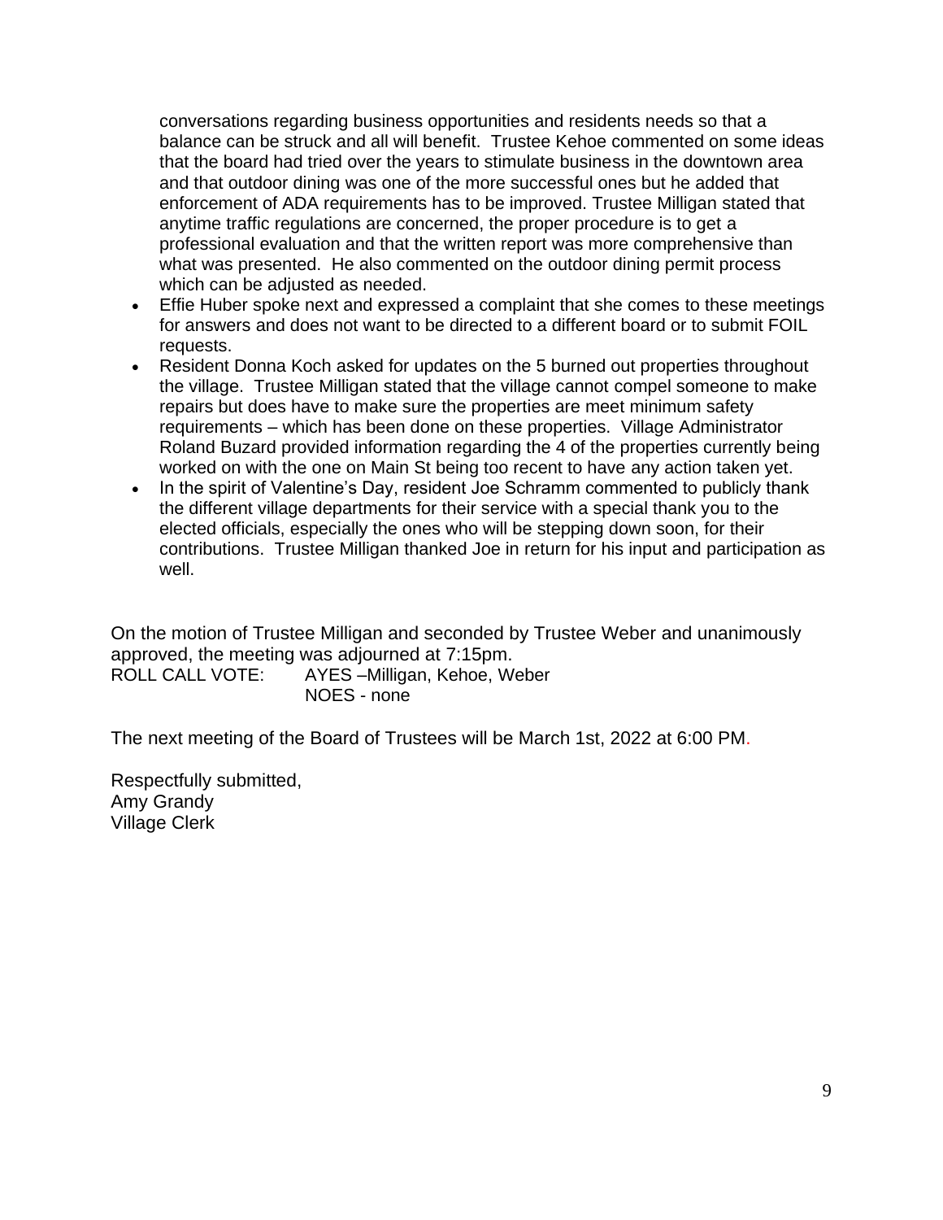conversations regarding business opportunities and residents needs so that a balance can be struck and all will benefit. Trustee Kehoe commented on some ideas that the board had tried over the years to stimulate business in the downtown area and that outdoor dining was one of the more successful ones but he added that enforcement of ADA requirements has to be improved. Trustee Milligan stated that anytime traffic regulations are concerned, the proper procedure is to get a professional evaluation and that the written report was more comprehensive than what was presented. He also commented on the outdoor dining permit process which can be adjusted as needed.

- Effie Huber spoke next and expressed a complaint that she comes to these meetings for answers and does not want to be directed to a different board or to submit FOIL requests.
- Resident Donna Koch asked for updates on the 5 burned out properties throughout the village. Trustee Milligan stated that the village cannot compel someone to make repairs but does have to make sure the properties are meet minimum safety requirements – which has been done on these properties. Village Administrator Roland Buzard provided information regarding the 4 of the properties currently being worked on with the one on Main St being too recent to have any action taken yet.
- In the spirit of Valentine's Day, resident Joe Schramm commented to publicly thank the different village departments for their service with a special thank you to the elected officials, especially the ones who will be stepping down soon, for their contributions. Trustee Milligan thanked Joe in return for his input and participation as well.

On the motion of Trustee Milligan and seconded by Trustee Weber and unanimously approved, the meeting was adjourned at 7:15pm.
ROLL CALL VOTE: AYES –Milligan, Kehoe, Weber
NOES - none

The next meeting of the Board of Trustees will be March 1st, 2022 at 6:00 PM.

Respectfully submitted,
Amy Grandy
Village Clerk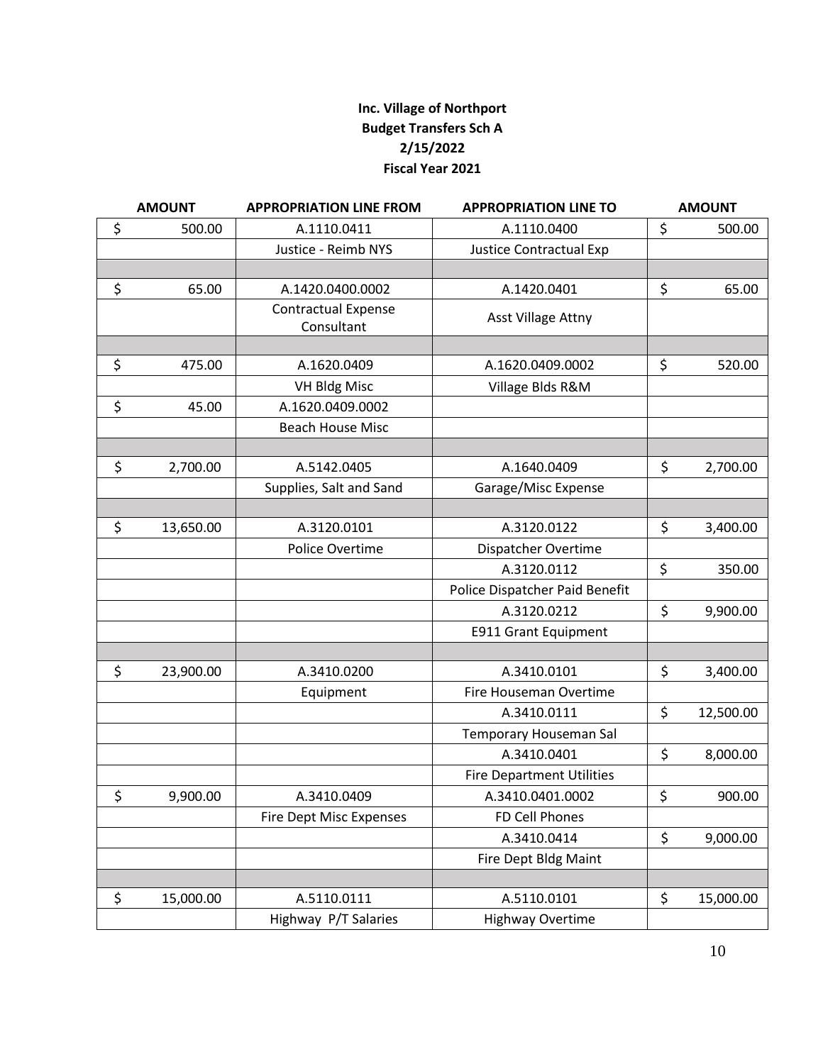**Inc. Village of Northport**
**Budget Transfers Sch A**
**2/15/2022**
**Fiscal Year 2021**

| AMOUNT | APPROPRIATION LINE FROM | APPROPRIATION LINE TO | AMOUNT |
|---|---|---|---|
| $ 500.00 | A.1110.0411 | A.1110.0400 | $ 500.00 |
| | Justice - Reimb NYS | Justice Contractual Exp | |
| | | | |
| $ 65.00 | A.1420.0400.0002 | A.1420.0401 | $ 65.00 |
| | Contractual Expense Consultant | Asst Village Attny | |
| | | | |
| $ 475.00 | A.1620.0409 | A.1620.0409.0002 | $ 520.00 |
| | VH Bldg Misc | Village Blds R&M | |
| $ 45.00 | A.1620.0409.0002 | | |
| | Beach House Misc | | |
| | | | |
| $ 2,700.00 | A.5142.0405 | A.1640.0409 | $ 2,700.00 |
| | Supplies, Salt and Sand | Garage/Misc Expense | |
| | | | |
| $ 13,650.00 | A.3120.0101 | A.3120.0122 | $ 3,400.00 |
| | Police Overtime | Dispatcher Overtime | |
| | | A.3120.0112 | $ 350.00 |
| | | Police Dispatcher Paid Benefit | |
| | | A.3120.0212 | $ 9,900.00 |
| | | E911 Grant Equipment | |
| | | | |
| $ 23,900.00 | A.3410.0200 | A.3410.0101 | $ 3,400.00 |
| | Equipment | Fire Houseman Overtime | |
| | | A.3410.0111 | $ 12,500.00 |
| | | Temporary Houseman Sal | |
| | | A.3410.0401 | $ 8,000.00 |
| | | Fire Department Utilities | |
| $ 9,900.00 | A.3410.0409 | A.3410.0401.0002 | $ 900.00 |
| | Fire Dept Misc Expenses | FD Cell Phones | |
| | | A.3410.0414 | $ 9,000.00 |
| | | Fire Dept Bldg Maint | |
| | | | |
| $ 15,000.00 | A.5110.0111 | A.5110.0101 | $ 15,000.00 |
| | Highway P/T Salaries | Highway Overtime | |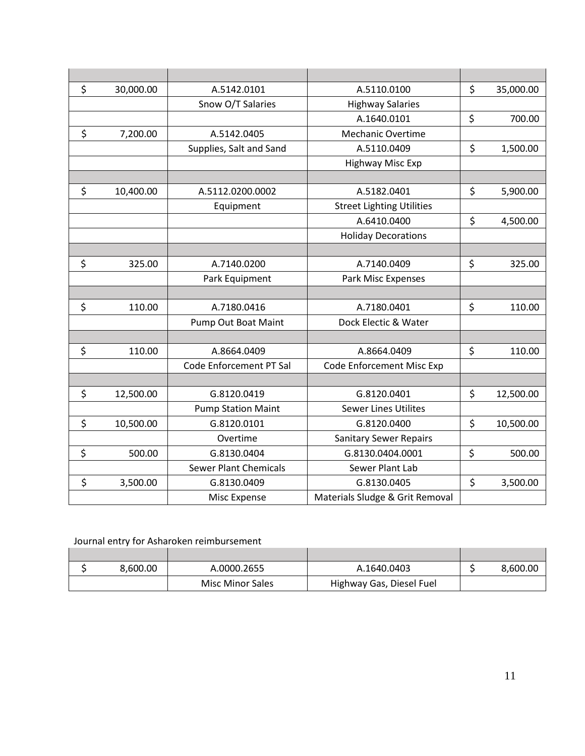| | | | |
|---|---|---|---|
| $ 30,000.00 | A.5142.0101 | A.5110.0100 | $ 35,000.00 |
| | Snow O/T Salaries | Highway Salaries | |
| | | A.1640.0101 | $ 700.00 |
| $ 7,200.00 | A.5142.0405 | Mechanic Overtime | |
| | Supplies, Salt and Sand | A.5110.0409 | $ 1,500.00 |
| | | Highway Misc Exp | |
| | | | |
| $ 10,400.00 | A.5112.0200.0002 | A.5182.0401 | $ 5,900.00 |
| | Equipment | Street Lighting Utilities | |
| | | A.6410.0400 | $ 4,500.00 |
| | | Holiday Decorations | |
| | | | |
| $ 325.00 | A.7140.0200 | A.7140.0409 | $ 325.00 |
| | Park Equipment | Park Misc Expenses | |
| | | | |
| $ 110.00 | A.7180.0416 | A.7180.0401 | $ 110.00 |
| | Pump Out Boat Maint | Dock Electic & Water | |
| | | | |
| $ 110.00 | A.8664.0409 | A.8664.0409 | $ 110.00 |
| | Code Enforcement PT Sal | Code Enforcement Misc Exp | |
| | | | |
| $ 12,500.00 | G.8120.0419 | G.8120.0401 | $ 12,500.00 |
| | Pump Station Maint | Sewer Lines Utilites | |
| $ 10,500.00 | G.8120.0101 | G.8120.0400 | $ 10,500.00 |
| | Overtime | Sanitary Sewer Repairs | |
| $ 500.00 | G.8130.0404 | G.8130.0404.0001 | $ 500.00 |
| | Sewer Plant Chemicals | Sewer Plant Lab | |
| $ 3,500.00 | G.8130.0409 | G.8130.0405 | $ 3,500.00 |
| | Misc Expense | Materials Sludge & Grit Removal | |

Journal entry for Asharoken reimbursement

| | | | |
|---|---|---|---|
| $ 8,600.00 | A.0000.2655 | A.1640.0403 | $ 8,600.00 |
| | Misc Minor Sales | Highway Gas, Diesel Fuel | |